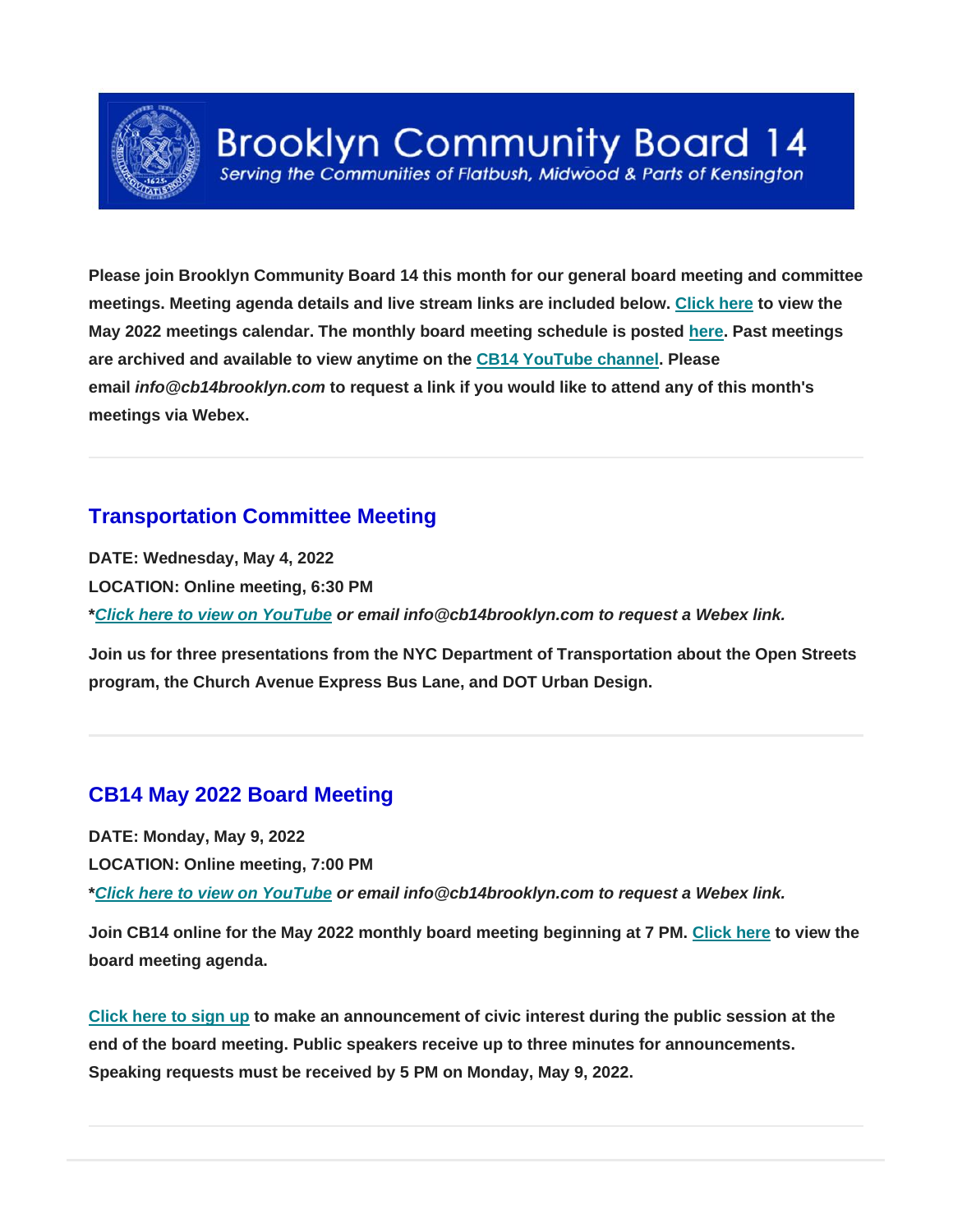# Brooklyn Community Board 14

*Serving the Communities of Flatbush, Midwood & Parts of Kensington*

**Please join Brooklyn Community Board 14 this month for our general board meeting and committee meetings. Meeting agenda details and live stream links are included below. Click here to view the May 2022 meetings calendar. The monthly board meeting schedule is posted here. Past meetings are archived and available to view anytime on the CB14 YouTube channel. Please email *info@cb14brooklyn.com* to request a link if you would like to attend any of this month's meetings via Webex.**

---

## Transportation Committee Meeting

**DATE: Wednesday, May 4, 2022**

**LOCATION: Online meeting, 6:30 PM**

***Click here to view on YouTube or email info@cb14brooklyn.com to request a Webex link.***

**Join us for three presentations from the NYC Department of Transportation about the Open Streets program, the Church Avenue Express Bus Lane, and DOT Urban Design.**

---

## CB14 May 2022 Board Meeting

**DATE: Monday, May 9, 2022**

**LOCATION: Online meeting, 7:00 PM**

***Click here to view on YouTube or email info@cb14brooklyn.com to request a Webex link.***

**Join CB14 online for the May 2022 monthly board meeting beginning at 7 PM. Click here to view the board meeting agenda.**

**Click here to sign up to make an announcement of civic interest during the public session at the end of the board meeting. Public speakers receive up to three minutes for announcements. Speaking requests must be received by 5 PM on Monday, May 9, 2022.**

---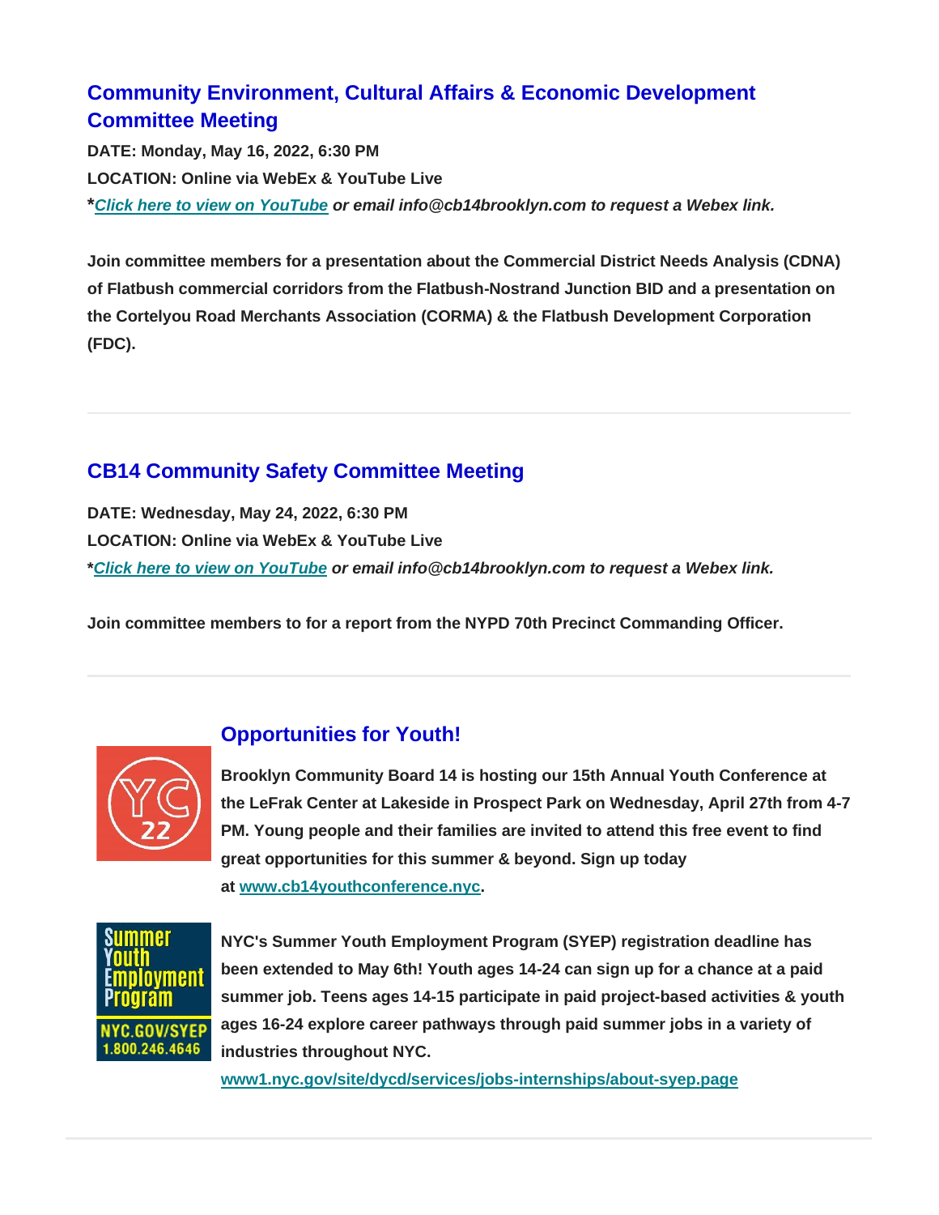## Community Environment, Cultural Affairs & Economic Development Committee Meeting

**DATE: Monday, May 16, 2022, 6:30 PM**

**LOCATION: Online via WebEx & YouTube Live**

**\****Click here to view on YouTube*** ***or email info@cb14brooklyn.com to request a Webex link.***

**Join committee members for a presentation about the Commercial District Needs Analysis (CDNA) of Flatbush commercial corridors from the Flatbush-Nostrand Junction BID and a presentation on the Cortelyou Road Merchants Association (CORMA) & the Flatbush Development Corporation (FDC).**

---

## CB14 Community Safety Committee Meeting

**DATE: Wednesday, May 24, 2022, 6:30 PM**

**LOCATION: Online via WebEx & YouTube Live**

**\****Click here to view on YouTube*** ***or email info@cb14brooklyn.com to request a Webex link.***

**Join committee members to for a report from the NYPD 70th Precinct Commanding Officer.**

---

## Opportunities for Youth!

**Brooklyn Community Board 14 is hosting our 15th Annual Youth Conference at the LeFrak Center at Lakeside in Prospect Park on Wednesday, April 27th from 4-7 PM. Young people and their families are invited to attend this free event to find great opportunities for this summer & beyond. Sign up today at www.cb14youthconference.nyc.**

**NYC's Summer Youth Employment Program (SYEP) registration deadline has been extended to May 6th! Youth ages 14-24 can sign up for a chance at a paid summer job. Teens ages 14-15 participate in paid project-based activities & youth ages 16-24 explore career pathways through paid summer jobs in a variety of industries throughout NYC.**

**www1.nyc.gov/site/dycd/services/jobs-internships/about-syep.page**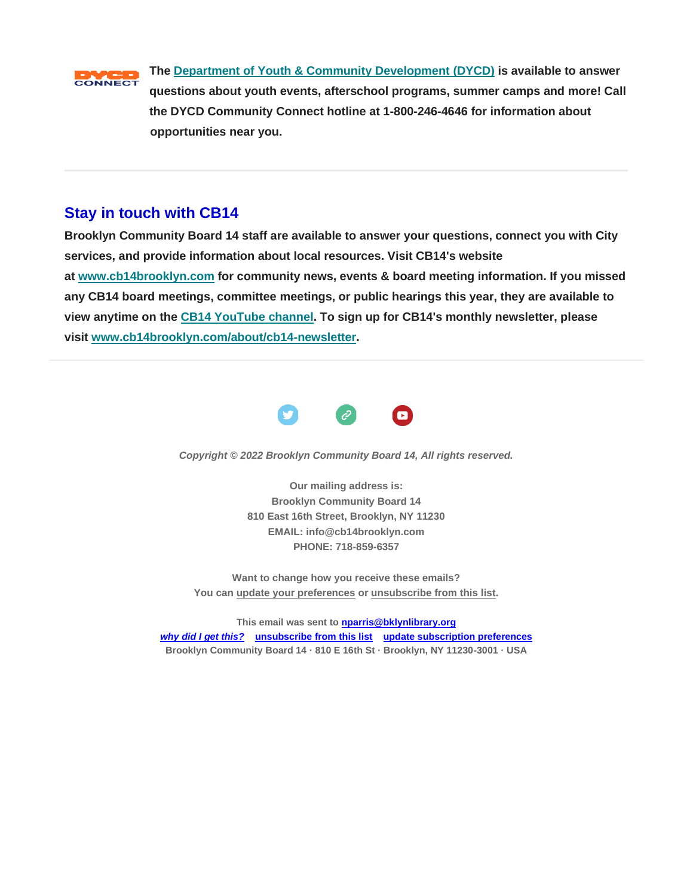**The Department of Youth & Community Development (DYCD) is available to answer questions about youth events, afterschool programs, summer camps and more! Call the DYCD Community Connect hotline at 1-800-246-4646 for information about opportunities near you.**

---

## Stay in touch with CB14

**Brooklyn Community Board 14 staff are available to answer your questions, connect you with City services, and provide information about local resources. Visit CB14's website at www.cb14brooklyn.com for community news, events & board meeting information. If you missed any CB14 board meetings, committee meetings, or public hearings this year, they are available to view anytime on the CB14 YouTube channel. To sign up for CB14's monthly newsletter, please visit www.cb14brooklyn.com/about/cb14-newsletter.**

---

*Copyright © 2022 Brooklyn Community Board 14, All rights reserved.*

**Our mailing address is:**
**Brooklyn Community Board 14**
**810 East 16th Street, Brooklyn, NY 11230**
**EMAIL: info@cb14brooklyn.com**
**PHONE: 718-859-6357**

**Want to change how you receive these emails?**
**You can update your preferences or unsubscribe from this list.**

**This email was sent to nparris@bklynlibrary.org**
***why did I get this?*** **unsubscribe from this list** **update subscription preferences**
**Brooklyn Community Board 14 · 810 E 16th St · Brooklyn, NY 11230-3001 · USA**